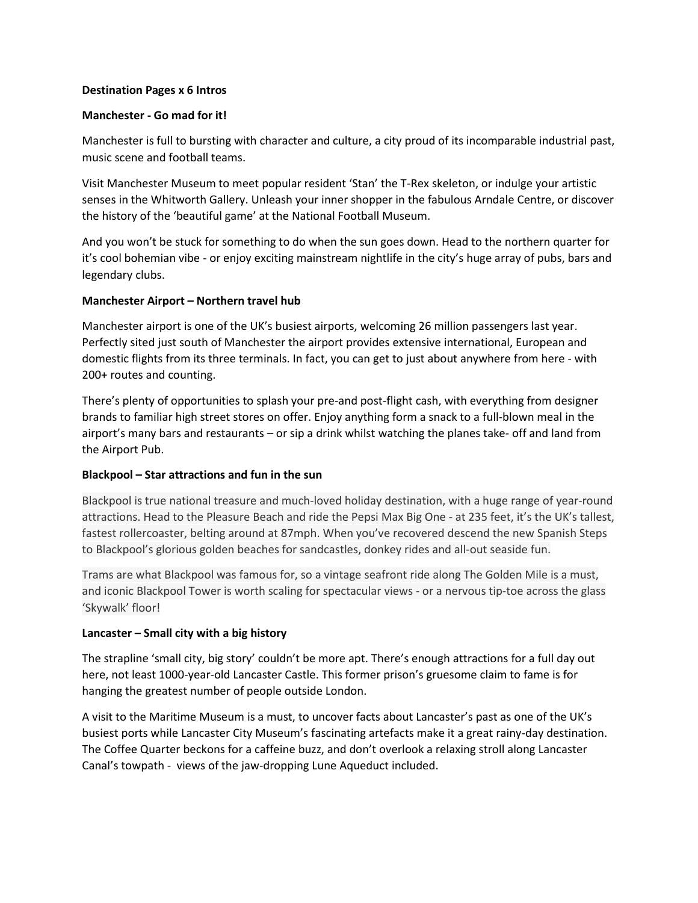**Destination Pages x 6 Intros**

**Manchester - Go mad for it!**

Manchester is full to bursting with character and culture, a city proud of its incomparable industrial past, music scene and football teams.

Visit Manchester Museum to meet popular resident 'Stan' the T-Rex skeleton, or indulge your artistic senses in the Whitworth Gallery. Unleash your inner shopper in the fabulous Arndale Centre, or discover the history of the 'beautiful game' at the National Football Museum.

And you won't be stuck for something to do when the sun goes down. Head to the northern quarter for it's cool bohemian vibe - or enjoy exciting mainstream nightlife in the city's huge array of pubs, bars and legendary clubs.

**Manchester Airport – Northern travel hub**

Manchester airport is one of the UK's busiest airports, welcoming 26 million passengers last year. Perfectly sited just south of Manchester the airport provides extensive international, European and domestic flights from its three terminals. In fact, you can get to just about anywhere from here - with 200+ routes and counting.

There's plenty of opportunities to splash your pre-and post-flight cash, with everything from designer brands to familiar high street stores on offer. Enjoy anything form a snack to a full-blown meal in the airport's many bars and restaurants – or sip a drink whilst watching the planes take- off and land from the Airport Pub.

**Blackpool – Star attractions and fun in the sun**

Blackpool is true national treasure and much-loved holiday destination, with a huge range of year-round attractions. Head to the Pleasure Beach and ride the Pepsi Max Big One - at 235 feet, it's the UK's tallest, fastest rollercoaster, belting around at 87mph. When you've recovered descend the new Spanish Steps to Blackpool's glorious golden beaches for sandcastles, donkey rides and all-out seaside fun.

Trams are what Blackpool was famous for, so a vintage seafront ride along The Golden Mile is a must, and iconic Blackpool Tower is worth scaling for spectacular views - or a nervous tip-toe across the glass 'Skywalk' floor!

**Lancaster – Small city with a big history**

The strapline 'small city, big story' couldn't be more apt. There's enough attractions for a full day out here, not least 1000-year-old Lancaster Castle. This former prison's gruesome claim to fame is for hanging the greatest number of people outside London.

A visit to the Maritime Museum is a must, to uncover facts about Lancaster's past as one of the UK's busiest ports while Lancaster City Museum's fascinating artefacts make it a great rainy-day destination. The Coffee Quarter beckons for a caffeine buzz, and don't overlook a relaxing stroll along Lancaster Canal's towpath - views of the jaw-dropping Lune Aqueduct included.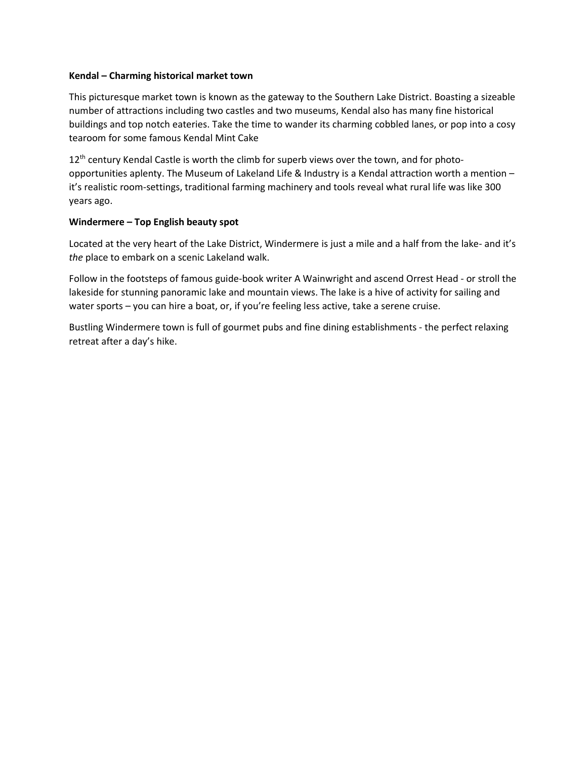**Kendal – Charming historical market town**

This picturesque market town is known as the gateway to the Southern Lake District. Boasting a sizeable number of attractions including two castles and two museums, Kendal also has many fine historical buildings and top notch eateries. Take the time to wander its charming cobbled lanes, or pop into a cosy tearoom for some famous Kendal Mint Cake

12th century Kendal Castle is worth the climb for superb views over the town, and for photo-opportunities aplenty. The Museum of Lakeland Life & Industry is a Kendal attraction worth a mention – it's realistic room-settings, traditional farming machinery and tools reveal what rural life was like 300 years ago.

**Windermere – Top English beauty spot**

Located at the very heart of the Lake District, Windermere is just a mile and a half from the lake- and it's *the* place to embark on a scenic Lakeland walk.

Follow in the footsteps of famous guide-book writer A Wainwright and ascend Orrest Head - or stroll the lakeside for stunning panoramic lake and mountain views. The lake is a hive of activity for sailing and water sports – you can hire a boat, or, if you're feeling less active, take a serene cruise.

Bustling Windermere town is full of gourmet pubs and fine dining establishments - the perfect relaxing retreat after a day's hike.